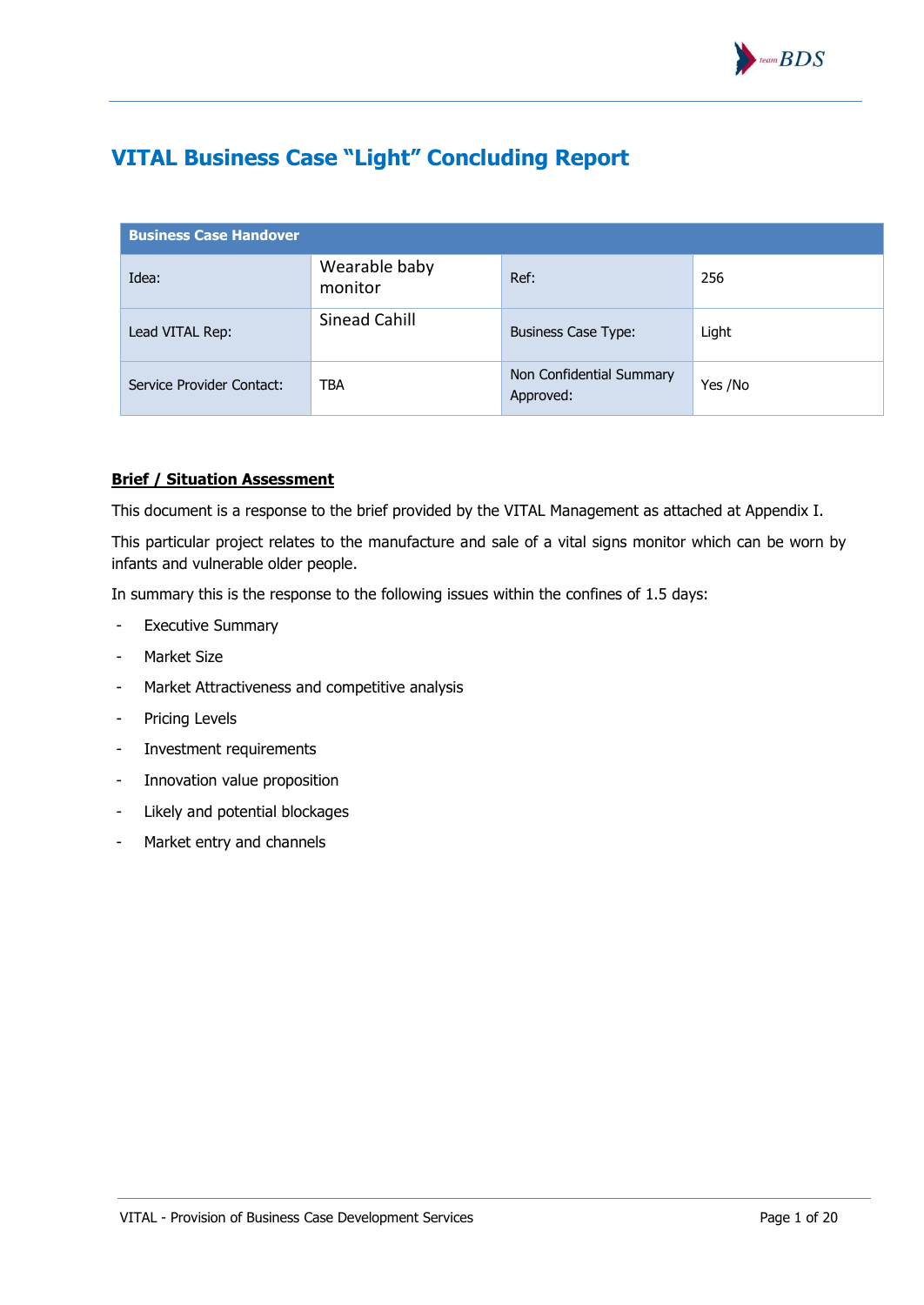# VITAL Business Case "Light" Concluding Report

| Business Case Handover | | | |
|---|---|---|---|
| Idea: | Wearable baby monitor | Ref: | 256 |
| Lead VITAL Rep: | Sinead Cahill | Business Case Type: | Light |
| Service Provider Contact: | TBA | Non Confidential Summary Approved: | Yes /No |

**Brief / Situation Assessment**

This document is a response to the brief provided by the VITAL Management as attached at Appendix I.

This particular project relates to the manufacture and sale of a vital signs monitor which can be worn by infants and vulnerable older people.

In summary this is the response to the following issues within the confines of 1.5 days:

- Executive Summary
- Market Size
- Market Attractiveness and competitive analysis
- Pricing Levels
- Investment requirements
- Innovation value proposition
- Likely and potential blockages
- Market entry and channels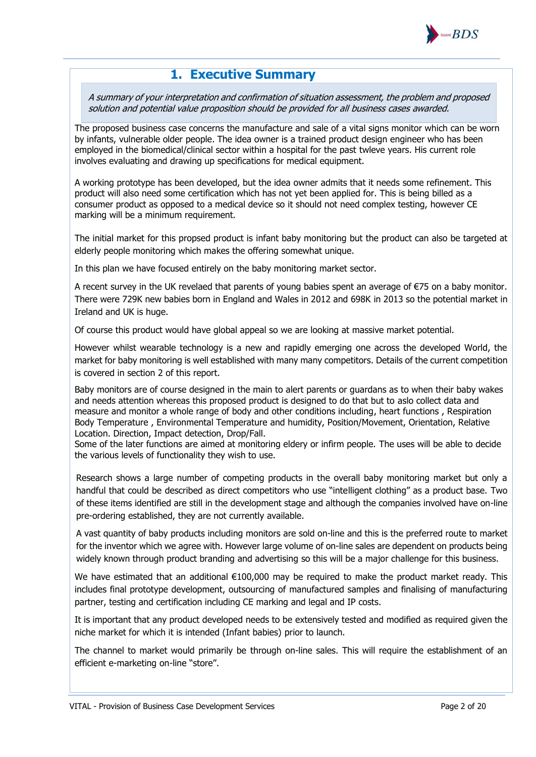# 1. Executive Summary

*A summary of your interpretation and confirmation of situation assessment, the problem and proposed solution and potential value proposition should be provided for all business cases awarded.*

The proposed business case concerns the manufacture and sale of a vital signs monitor which can be worn by infants, vulnerable older people. The idea owner is a trained product design engineer who has been employed in the biomedical/clinical sector within a hospital for the past twleve years. His current role involves evaluating and drawing up specifications for medical equipment.

A working prototype has been developed, but the idea owner admits that it needs some refinement. This product will also need some certification which has not yet been applied for. This is being billed as a consumer product as opposed to a medical device so it should not need complex testing, however CE marking will be a minimum requirement.

The initial market for this propsed product is infant baby monitoring but the product can also be targeted at elderly people monitoring which makes the offering somewhat unique.

In this plan we have focused entirely on the baby monitoring market sector.

A recent survey in the UK revelaed that parents of young babies spent an average of €75 on a baby monitor. There were 729K new babies born in England and Wales in 2012 and 698K in 2013 so the potential market in Ireland and UK is huge.

Of course this product would have global appeal so we are looking at massive market potential.

However whilst wearable technology is a new and rapidly emerging one across the developed World, the market for baby monitoring is well established with many many competitors. Details of the current competition is covered in section 2 of this report.

Baby monitors are of course designed in the main to alert parents or guardans as to when their baby wakes and needs attention whereas this proposed product is designed to do that but to aslo collect data and measure and monitor a whole range of body and other conditions including, heart functions , Respiration Body Temperature , Environmental Temperature and humidity, Position/Movement, Orientation, Relative Location. Direction, Impact detection, Drop/Fall.
Some of the later functions are aimed at monitoring eldery or infirm people. The uses will be able to decide the various levels of functionality they wish to use.

Research shows a large number of competing products in the overall baby monitoring market but only a handful that could be described as direct competitors who use "intelligent clothing" as a product base. Two of these items identified are still in the development stage and although the companies involved have on-line pre-ordering established, they are not currently available.

A vast quantity of baby products including monitors are sold on-line and this is the preferred route to market for the inventor which we agree with. However large volume of on-line sales are dependent on products being widely known through product branding and advertising so this will be a major challenge for this business.

We have estimated that an additional €100,000 may be required to make the product market ready. This includes final prototype development, outsourcing of manufactured samples and finalising of manufacturing partner, testing and certification including CE marking and legal and IP costs.

It is important that any product developed needs to be extensively tested and modified as required given the niche market for which it is intended (Infant babies) prior to launch.

The channel to market would primarily be through on-line sales. This will require the establishment of an efficient e-marketing on-line "store".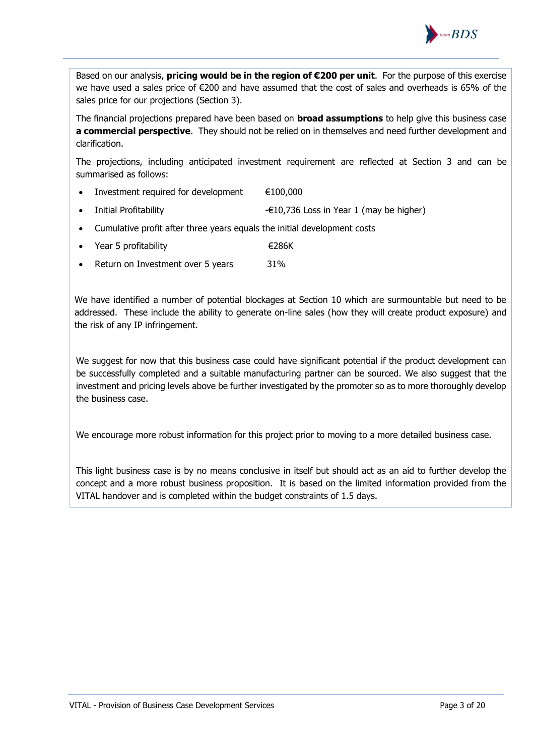Based on our analysis, **pricing would be in the region of €200 per unit**. For the purpose of this exercise we have used a sales price of €200 and have assumed that the cost of sales and overheads is 65% of the sales price for our projections (Section 3).

The financial projections prepared have been based on **broad assumptions** to help give this business case **a commercial perspective**. They should not be relied on in themselves and need further development and clarification.

The projections, including anticipated investment requirement are reflected at Section 3 and can be summarised as follows:

- Investment required for development €100,000
- Initial Profitability -€10,736 Loss in Year 1 (may be higher)
- Cumulative profit after three years equals the initial development costs
- Year 5 profitability €286K
- Return on Investment over 5 years 31%

We have identified a number of potential blockages at Section 10 which are surmountable but need to be addressed. These include the ability to generate on-line sales (how they will create product exposure) and the risk of any IP infringement.

We suggest for now that this business case could have significant potential if the product development can be successfully completed and a suitable manufacturing partner can be sourced. We also suggest that the investment and pricing levels above be further investigated by the promoter so as to more thoroughly develop the business case.

We encourage more robust information for this project prior to moving to a more detailed business case.

This light business case is by no means conclusive in itself but should act as an aid to further develop the concept and a more robust business proposition. It is based on the limited information provided from the VITAL handover and is completed within the budget constraints of 1.5 days.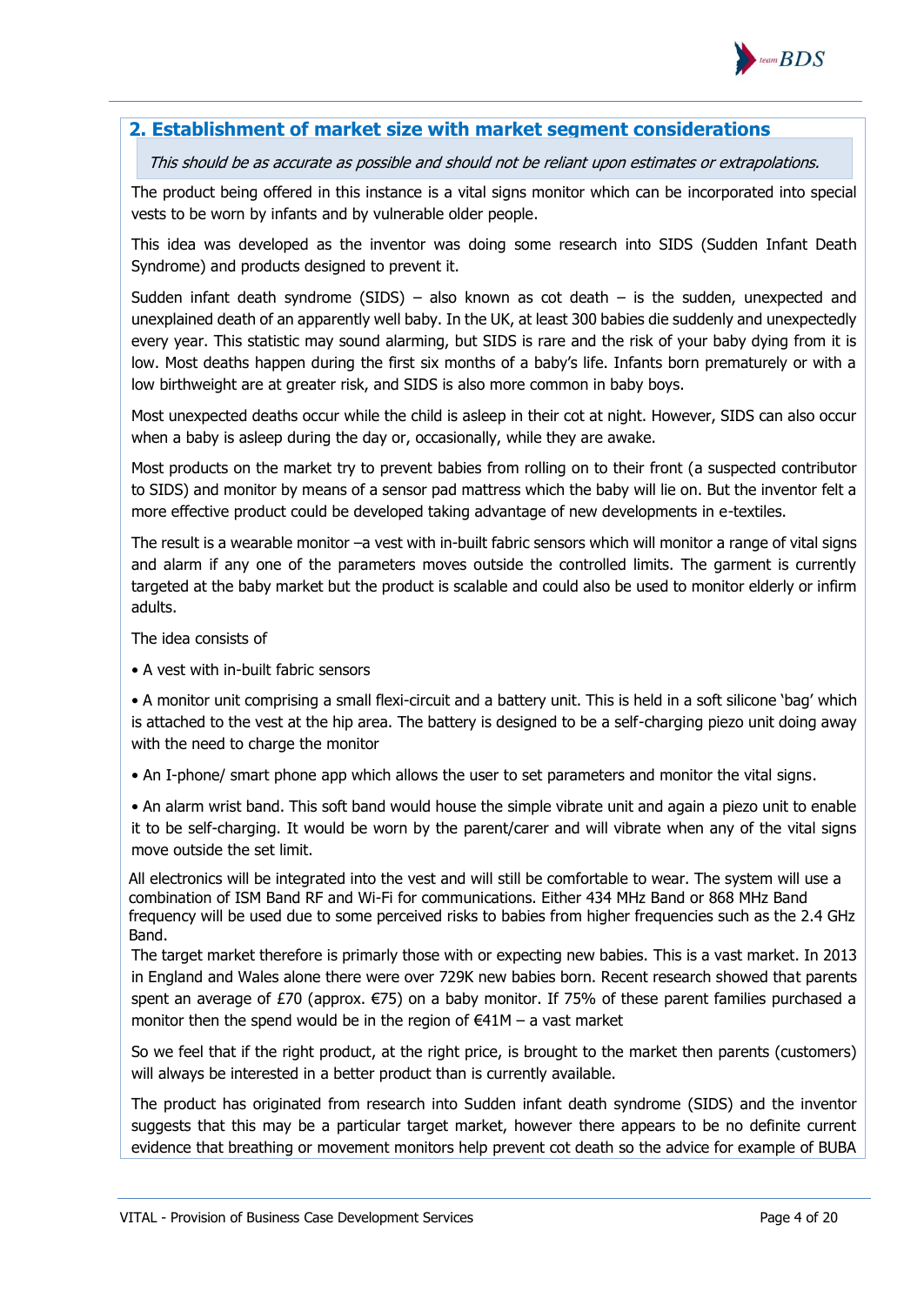## 2. Establishment of market size with market segment considerations

*This should be as accurate as possible and should not be reliant upon estimates or extrapolations.*

The product being offered in this instance is a vital signs monitor which can be incorporated into special vests to be worn by infants and by vulnerable older people.

This idea was developed as the inventor was doing some research into SIDS (Sudden Infant Death Syndrome) and products designed to prevent it.

Sudden infant death syndrome (SIDS) – also known as cot death – is the sudden, unexpected and unexplained death of an apparently well baby. In the UK, at least 300 babies die suddenly and unexpectedly every year. This statistic may sound alarming, but SIDS is rare and the risk of your baby dying from it is low. Most deaths happen during the first six months of a baby's life. Infants born prematurely or with a low birthweight are at greater risk, and SIDS is also more common in baby boys.

Most unexpected deaths occur while the child is asleep in their cot at night. However, SIDS can also occur when a baby is asleep during the day or, occasionally, while they are awake.

Most products on the market try to prevent babies from rolling on to their front (a suspected contributor to SIDS) and monitor by means of a sensor pad mattress which the baby will lie on. But the inventor felt a more effective product could be developed taking advantage of new developments in e-textiles.

The result is a wearable monitor –a vest with in-built fabric sensors which will monitor a range of vital signs and alarm if any one of the parameters moves outside the controlled limits. The garment is currently targeted at the baby market but the product is scalable and could also be used to monitor elderly or infirm adults.

The idea consists of

- A vest with in-built fabric sensors
- A monitor unit comprising a small flexi-circuit and a battery unit. This is held in a soft silicone 'bag' which is attached to the vest at the hip area. The battery is designed to be a self-charging piezo unit doing away with the need to charge the monitor
- An I-phone/ smart phone app which allows the user to set parameters and monitor the vital signs.
- An alarm wrist band. This soft band would house the simple vibrate unit and again a piezo unit to enable it to be self-charging. It would be worn by the parent/carer and will vibrate when any of the vital signs move outside the set limit.

All electronics will be integrated into the vest and will still be comfortable to wear. The system will use a combination of ISM Band RF and Wi-Fi for communications. Either 434 MHz Band or 868 MHz Band frequency will be used due to some perceived risks to babies from higher frequencies such as the 2.4 GHz Band.

The target market therefore is primarily those with or expecting new babies. This is a vast market. In 2013 in England and Wales alone there were over 729K new babies born. Recent research showed that parents spent an average of £70 (approx. €75) on a baby monitor. If 75% of these parent families purchased a monitor then the spend would be in the region of €41M – a vast market

So we feel that if the right product, at the right price, is brought to the market then parents (customers) will always be interested in a better product than is currently available.

The product has originated from research into Sudden infant death syndrome (SIDS) and the inventor suggests that this may be a particular target market, however there appears to be no definite current evidence that breathing or movement monitors help prevent cot death so the advice for example of BUBA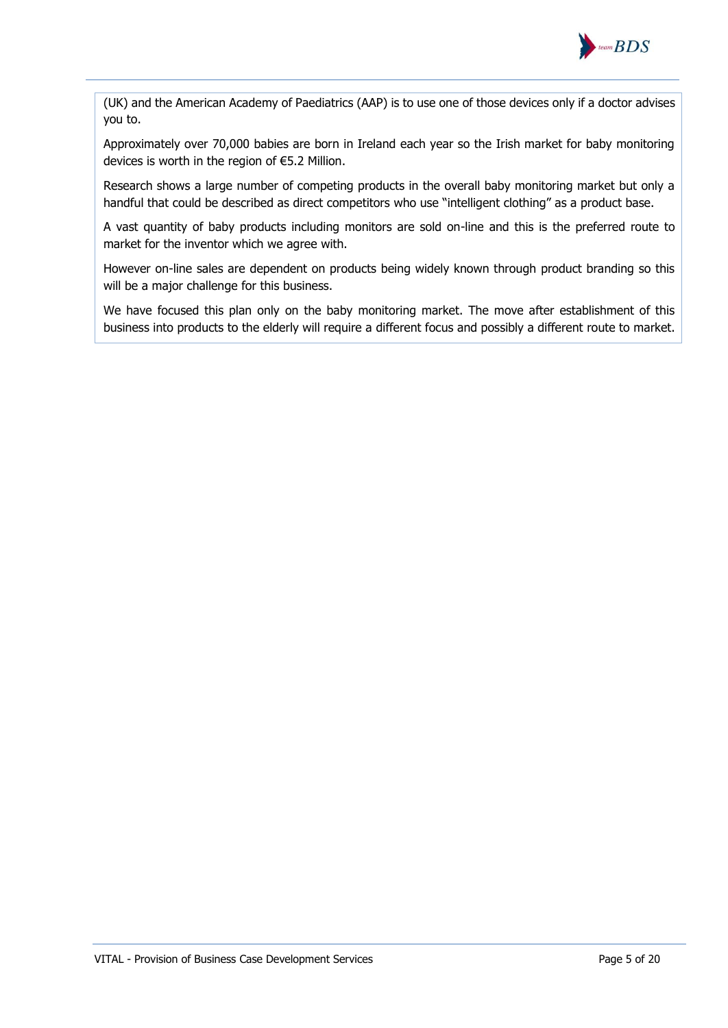(UK) and the American Academy of Paediatrics (AAP) is to use one of those devices only if a doctor advises you to.

Approximately over 70,000 babies are born in Ireland each year so the Irish market for baby monitoring devices is worth in the region of €5.2 Million.

Research shows a large number of competing products in the overall baby monitoring market but only a handful that could be described as direct competitors who use "intelligent clothing" as a product base.

A vast quantity of baby products including monitors are sold on-line and this is the preferred route to market for the inventor which we agree with.

However on-line sales are dependent on products being widely known through product branding so this will be a major challenge for this business.

We have focused this plan only on the baby monitoring market. The move after establishment of this business into products to the elderly will require a different focus and possibly a different route to market.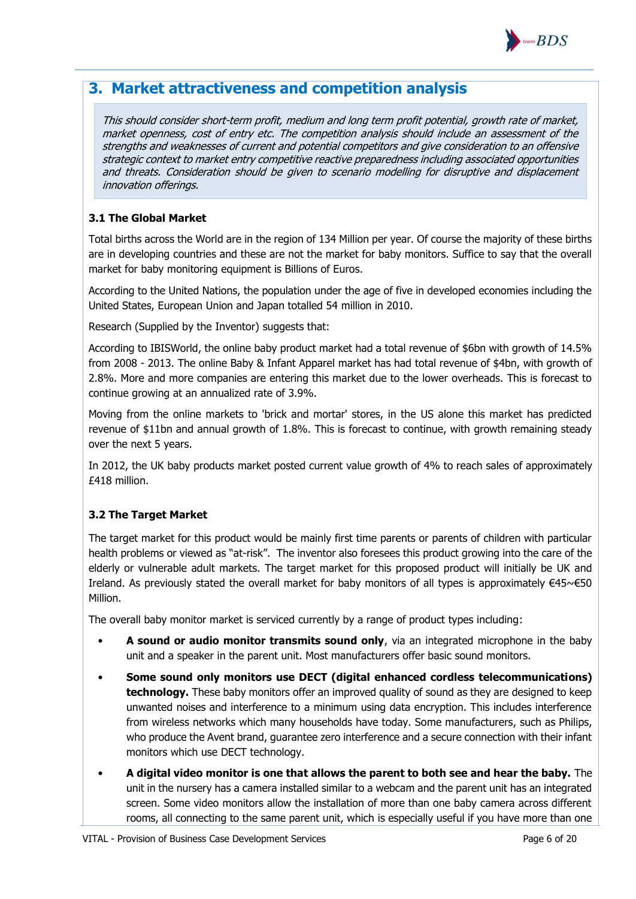## 3. Market attractiveness and competition analysis

*This should consider short-term profit, medium and long term profit potential, growth rate of market, market openness, cost of entry etc. The competition analysis should include an assessment of the strengths and weaknesses of current and potential competitors and give consideration to an offensive strategic context to market entry competitive reactive preparedness including associated opportunities and threats. Consideration should be given to scenario modelling for disruptive and displacement innovation offerings.*

### 3.1 The Global Market

Total births across the World are in the region of 134 Million per year. Of course the majority of these births are in developing countries and these are not the market for baby monitors. Suffice to say that the overall market for baby monitoring equipment is Billions of Euros.

According to the United Nations, the population under the age of five in developed economies including the United States, European Union and Japan totalled 54 million in 2010.

Research (Supplied by the Inventor) suggests that:

According to IBISWorld, the online baby product market had a total revenue of $6bn with growth of 14.5% from 2008 - 2013. The online Baby & Infant Apparel market has had total revenue of $4bn, with growth of 2.8%. More and more companies are entering this market due to the lower overheads. This is forecast to continue growing at an annualized rate of 3.9%.

Moving from the online markets to 'brick and mortar' stores, in the US alone this market has predicted revenue of $11bn and annual growth of 1.8%. This is forecast to continue, with growth remaining steady over the next 5 years.

In 2012, the UK baby products market posted current value growth of 4% to reach sales of approximately £418 million.

### 3.2 The Target Market

The target market for this product would be mainly first time parents or parents of children with particular health problems or viewed as "at-risk". The inventor also foresees this product growing into the care of the elderly or vulnerable adult markets. The target market for this proposed product will initially be UK and Ireland. As previously stated the overall market for baby monitors of all types is approximately €45~€50 Million.

The overall baby monitor market is serviced currently by a range of product types including:

- **A sound or audio monitor transmits sound only**, via an integrated microphone in the baby unit and a speaker in the parent unit. Most manufacturers offer basic sound monitors.
- **Some sound only monitors use DECT (digital enhanced cordless telecommunications) technology.** These baby monitors offer an improved quality of sound as they are designed to keep unwanted noises and interference to a minimum using data encryption. This includes interference from wireless networks which many households have today. Some manufacturers, such as Philips, who produce the Avent brand, guarantee zero interference and a secure connection with their infant monitors which use DECT technology.
- **A digital video monitor is one that allows the parent to both see and hear the baby.** The unit in the nursery has a camera installed similar to a webcam and the parent unit has an integrated screen. Some video monitors allow the installation of more than one baby camera across different rooms, all connecting to the same parent unit, which is especially useful if you have more than one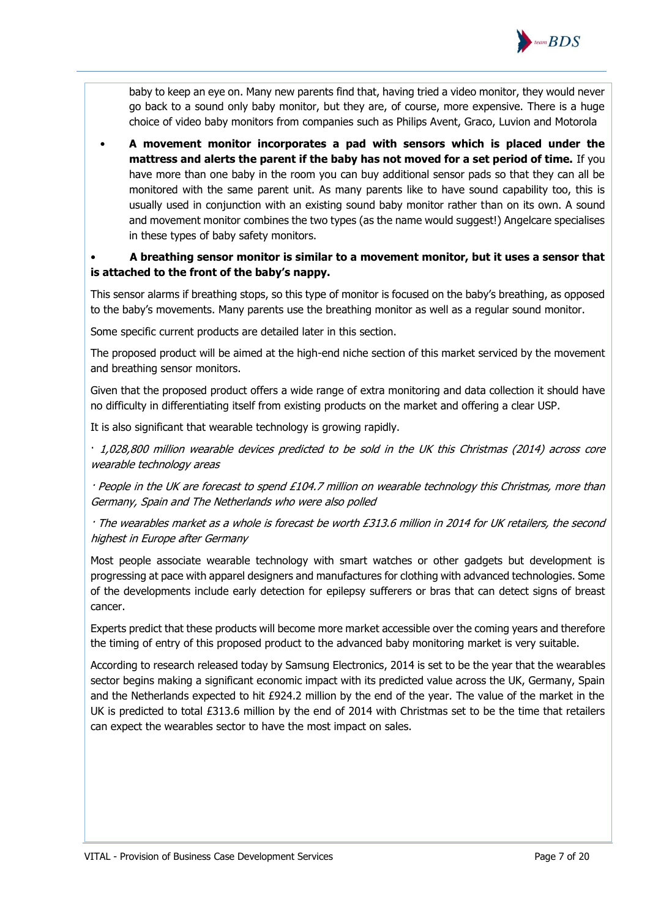baby to keep an eye on. Many new parents find that, having tried a video monitor, they would never go back to a sound only baby monitor, but they are, of course, more expensive. There is a huge choice of video baby monitors from companies such as Philips Avent, Graco, Luvion and Motorola

- **A movement monitor incorporates a pad with sensors which is placed under the mattress and alerts the parent if the baby has not moved for a set period of time.** If you have more than one baby in the room you can buy additional sensor pads so that they can all be monitored with the same parent unit. As many parents like to have sound capability too, this is usually used in conjunction with an existing sound baby monitor rather than on its own. A sound and movement monitor combines the two types (as the name would suggest!) Angelcare specialises in these types of baby safety monitors.

- **A breathing sensor monitor is similar to a movement monitor, but it uses a sensor that is attached to the front of the baby's nappy.**

This sensor alarms if breathing stops, so this type of monitor is focused on the baby's breathing, as opposed to the baby's movements. Many parents use the breathing monitor as well as a regular sound monitor.

Some specific current products are detailed later in this section.

The proposed product will be aimed at the high-end niche section of this market serviced by the movement and breathing sensor monitors.

Given that the proposed product offers a wide range of extra monitoring and data collection it should have no difficulty in differentiating itself from existing products on the market and offering a clear USP.

It is also significant that wearable technology is growing rapidly.

· *1,028,800 million wearable devices predicted to be sold in the UK this Christmas (2014) across core wearable technology areas*

· *People in the UK are forecast to spend £104.7 million on wearable technology this Christmas, more than Germany, Spain and The Netherlands who were also polled*

· *The wearables market as a whole is forecast be worth £313.6 million in 2014 for UK retailers, the second highest in Europe after Germany*

Most people associate wearable technology with smart watches or other gadgets but development is progressing at pace with apparel designers and manufactures for clothing with advanced technologies. Some of the developments include early detection for epilepsy sufferers or bras that can detect signs of breast cancer.

Experts predict that these products will become more market accessible over the coming years and therefore the timing of entry of this proposed product to the advanced baby monitoring market is very suitable.

According to research released today by Samsung Electronics, 2014 is set to be the year that the wearables sector begins making a significant economic impact with its predicted value across the UK, Germany, Spain and the Netherlands expected to hit £924.2 million by the end of the year. The value of the market in the UK is predicted to total £313.6 million by the end of 2014 with Christmas set to be the time that retailers can expect the wearables sector to have the most impact on sales.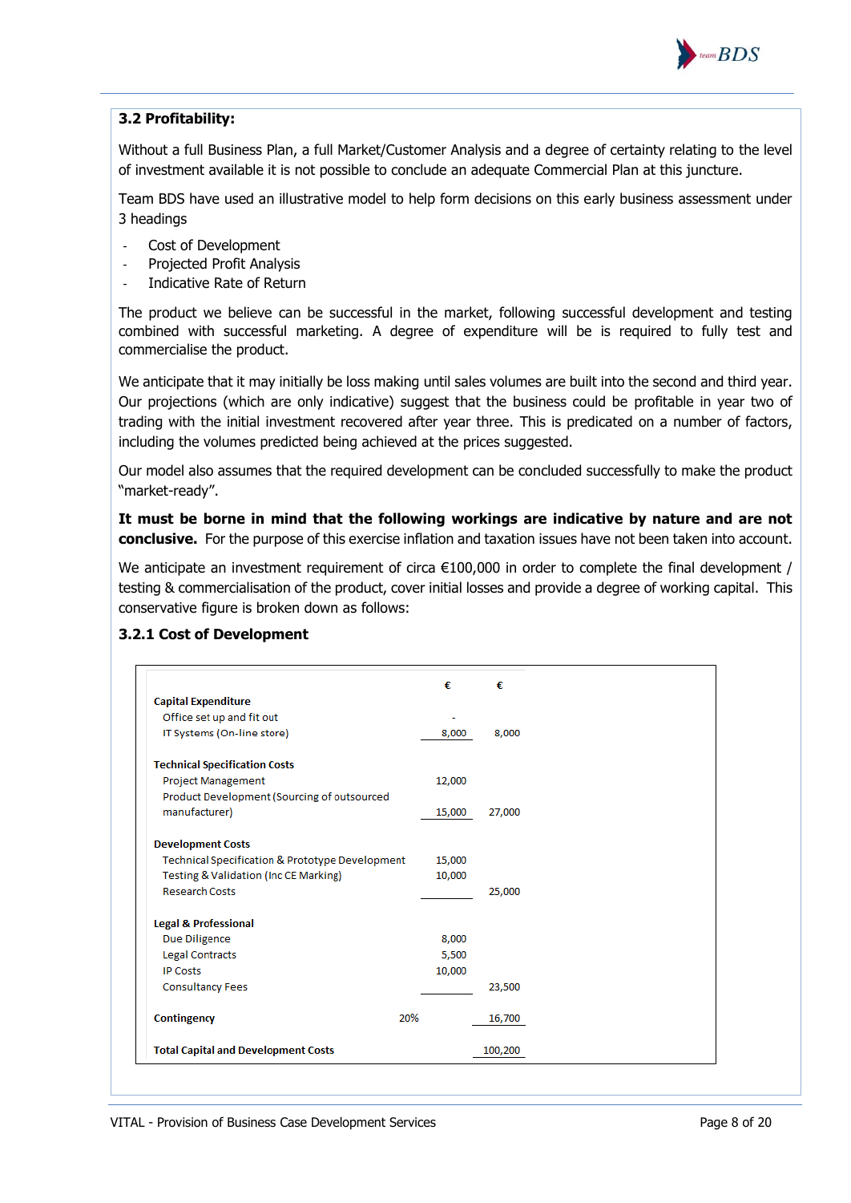### 3.2 Profitability:

Without a full Business Plan, a full Market/Customer Analysis and a degree of certainty relating to the level of investment available it is not possible to conclude an adequate Commercial Plan at this juncture.

Team BDS have used an illustrative model to help form decisions on this early business assessment under 3 headings

- Cost of Development
- Projected Profit Analysis
- Indicative Rate of Return

The product we believe can be successful in the market, following successful development and testing combined with successful marketing. A degree of expenditure will be is required to fully test and commercialise the product.

We anticipate that it may initially be loss making until sales volumes are built into the second and third year. Our projections (which are only indicative) suggest that the business could be profitable in year two of trading with the initial investment recovered after year three. This is predicated on a number of factors, including the volumes predicted being achieved at the prices suggested.

Our model also assumes that the required development can be concluded successfully to make the product "market-ready".

**It must be borne in mind that the following workings are indicative by nature and are not conclusive.** For the purpose of this exercise inflation and taxation issues have not been taken into account.

We anticipate an investment requirement of circa €100,000 in order to complete the final development / testing & commercialisation of the product, cover initial losses and provide a degree of working capital. This conservative figure is broken down as follows:

#### 3.2.1 Cost of Development

| | | € | € |
|---|---|---|---|
| **Capital Expenditure** | | | |
| Office set up and fit out | | - | |
| IT Systems (On-line store) | | 8,000 | 8,000 |
| **Technical Specification Costs** | | | |
| Project Management | | 12,000 | |
| Product Development (Sourcing of outsourced manufacturer) | | 15,000 | 27,000 |
| **Development Costs** | | | |
| Technical Specification & Prototype Development | | 15,000 | |
| Testing & Validation (Inc CE Marking) | | 10,000 | |
| Research Costs | | | 25,000 |
| **Legal & Professional** | | | |
| Due Diligence | | 8,000 | |
| Legal Contracts | | 5,500 | |
| IP Costs | | 10,000 | |
| Consultancy Fees | | | 23,500 |
| **Contingency** | 20% | | 16,700 |
| **Total Capital and Development Costs** | | | 100,200 |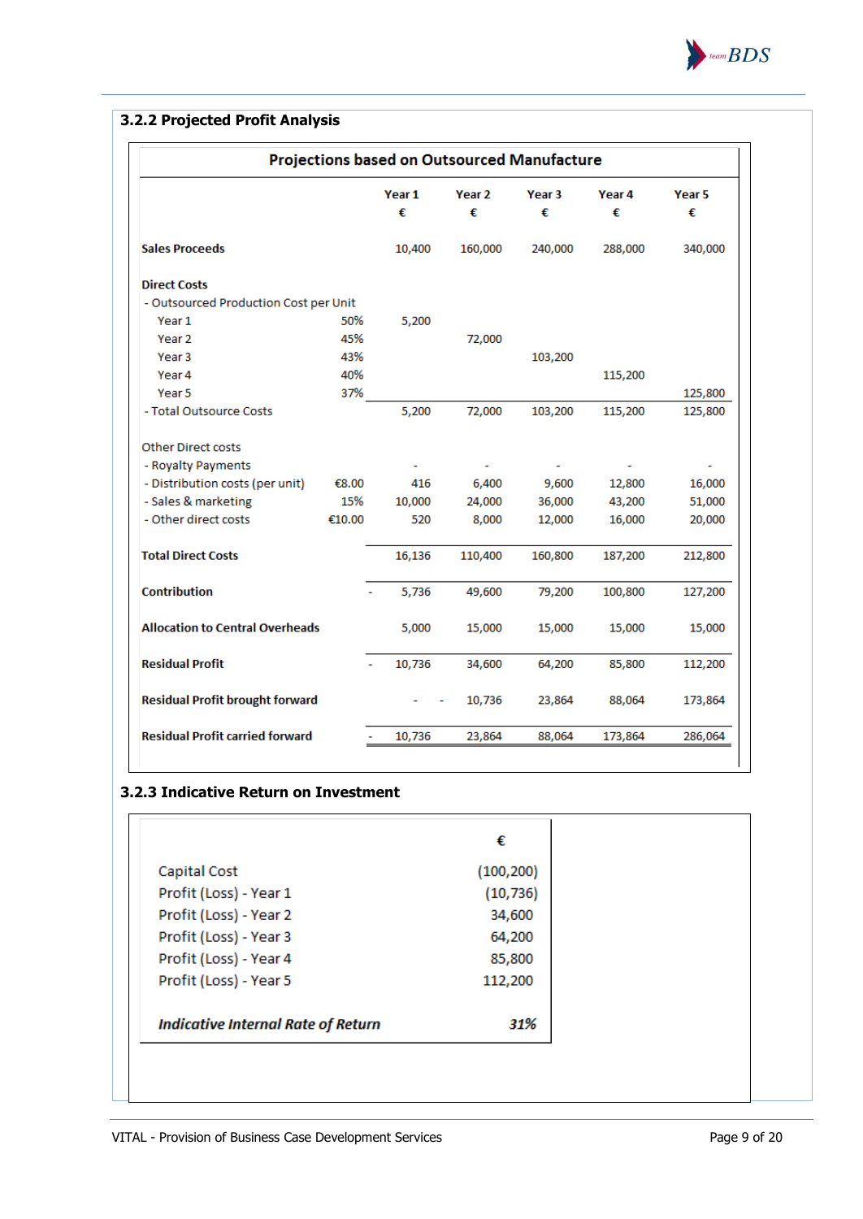### 3.2.2 Projected Profit Analysis

**Projections based on Outsourced Manufacture**

| | | Year 1 € | Year 2 € | Year 3 € | Year 4 € | Year 5 € |
|---|---|---|---|---|---|---|
| **Sales Proceeds** | | 10,400 | 160,000 | 240,000 | 288,000 | 340,000 |
| **Direct Costs** | | | | | | |
| - Outsourced Production Cost per Unit | | | | | | |
| Year 1 | 50% | 5,200 | | | | |
| Year 2 | 45% | | 72,000 | | | |
| Year 3 | 43% | | | 103,200 | | |
| Year 4 | 40% | | | | 115,200 | |
| Year 5 | 37% | | | | | 125,800 |
| - Total Outsource Costs | | 5,200 | 72,000 | 103,200 | 115,200 | 125,800 |
| Other Direct costs | | | | | | |
| - Royalty Payments | | - | - | - | - | - |
| - Distribution costs (per unit) | €8.00 | 416 | 6,400 | 9,600 | 12,800 | 16,000 |
| - Sales & marketing | 15% | 10,000 | 24,000 | 36,000 | 43,200 | 51,000 |
| - Other direct costs | €10.00 | 520 | 8,000 | 12,000 | 16,000 | 20,000 |
| **Total Direct Costs** | | 16,136 | 110,400 | 160,800 | 187,200 | 212,800 |
| **Contribution** | | - 5,736 | 49,600 | 79,200 | 100,800 | 127,200 |
| **Allocation to Central Overheads** | | 5,000 | 15,000 | 15,000 | 15,000 | 15,000 |
| **Residual Profit** | | - 10,736 | 34,600 | 64,200 | 85,800 | 112,200 |
| **Residual Profit brought forward** | | - | - 10,736 | 23,864 | 88,064 | 173,864 |
| **Residual Profit carried forward** | | - 10,736 | 23,864 | 88,064 | 173,864 | 286,064 |

### 3.2.3 Indicative Return on Investment

| | € |
|---|---|
| Capital Cost | (100,200) |
| Profit (Loss) - Year 1 | (10,736) |
| Profit (Loss) - Year 2 | 34,600 |
| Profit (Loss) - Year 3 | 64,200 |
| Profit (Loss) - Year 4 | 85,800 |
| Profit (Loss) - Year 5 | 112,200 |
| ***Indicative Internal Rate of Return*** | ***31%*** |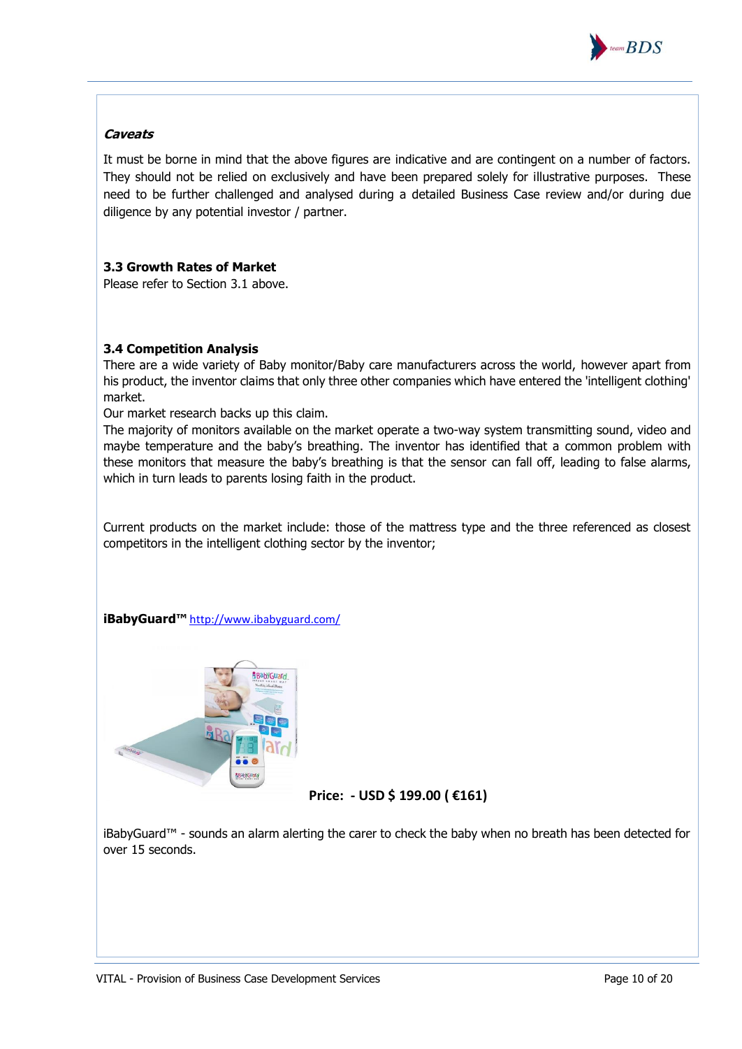***Caveats***

It must be borne in mind that the above figures are indicative and are contingent on a number of factors. They should not be relied on exclusively and have been prepared solely for illustrative purposes. These need to be further challenged and analysed during a detailed Business Case review and/or during due diligence by any potential investor / partner.

### 3.3 Growth Rates of Market

Please refer to Section 3.1 above.

### 3.4 Competition Analysis

There are a wide variety of Baby monitor/Baby care manufacturers across the world, however apart from his product, the inventor claims that only three other companies which have entered the 'intelligent clothing' market.

Our market research backs up this claim.

The majority of monitors available on the market operate a two-way system transmitting sound, video and maybe temperature and the baby's breathing. The inventor has identified that a common problem with these monitors that measure the baby's breathing is that the sensor can fall off, leading to false alarms, which in turn leads to parents losing faith in the product.

Current products on the market include: those of the mattress type and the three referenced as closest competitors in the intelligent clothing sector by the inventor;

**iBabyGuard™** http://www.ibabyguard.com/

**Price: - USD $ 199.00 ( €161)**

iBabyGuard™ - sounds an alarm alerting the carer to check the baby when no breath has been detected for over 15 seconds.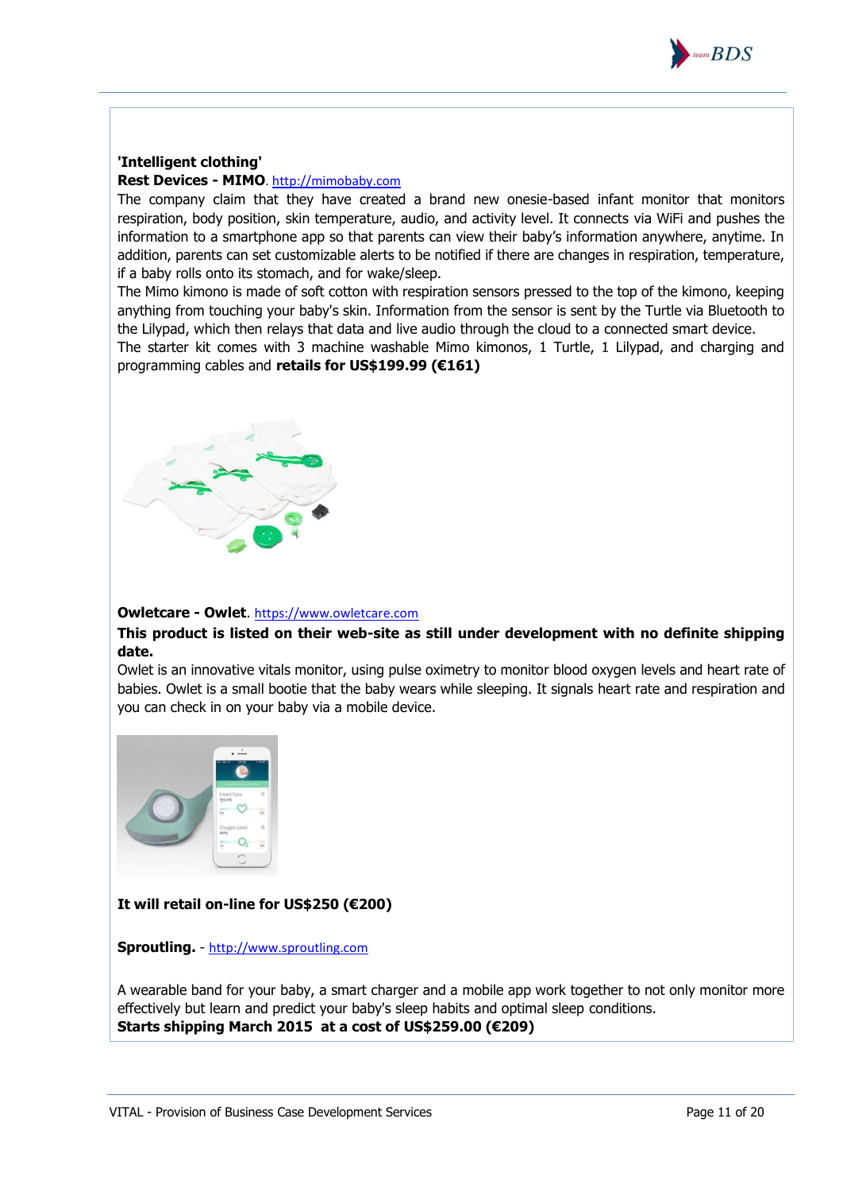**'Intelligent clothing'**

**Rest Devices - MIMO**. http://mimobaby.com

The company claim that they have created a brand new onesie-based infant monitor that monitors respiration, body position, skin temperature, audio, and activity level. It connects via WiFi and pushes the information to a smartphone app so that parents can view their baby's information anywhere, anytime. In addition, parents can set customizable alerts to be notified if there are changes in respiration, temperature, if a baby rolls onto its stomach, and for wake/sleep.

The Mimo kimono is made of soft cotton with respiration sensors pressed to the top of the kimono, keeping anything from touching your baby's skin. Information from the sensor is sent by the Turtle via Bluetooth to the Lilypad, which then relays that data and live audio through the cloud to a connected smart device.

The starter kit comes with 3 machine washable Mimo kimonos, 1 Turtle, 1 Lilypad, and charging and programming cables and **retails for US$199.99 (€161)**

**Owletcare - Owlet**. https://www.owletcare.com

**This product is listed on their web-site as still under development with no definite shipping date.**

Owlet is an innovative vitals monitor, using pulse oximetry to monitor blood oxygen levels and heart rate of babies. Owlet is a small bootie that the baby wears while sleeping. It signals heart rate and respiration and you can check in on your baby via a mobile device.

**It will retail on-line for US$250 (€200)**

**Sproutling.** - http://www.sproutling.com

A wearable band for your baby, a smart charger and a mobile app work together to not only monitor more effectively but learn and predict your baby's sleep habits and optimal sleep conditions.

**Starts shipping March 2015 at a cost of US$259.00 (€209)**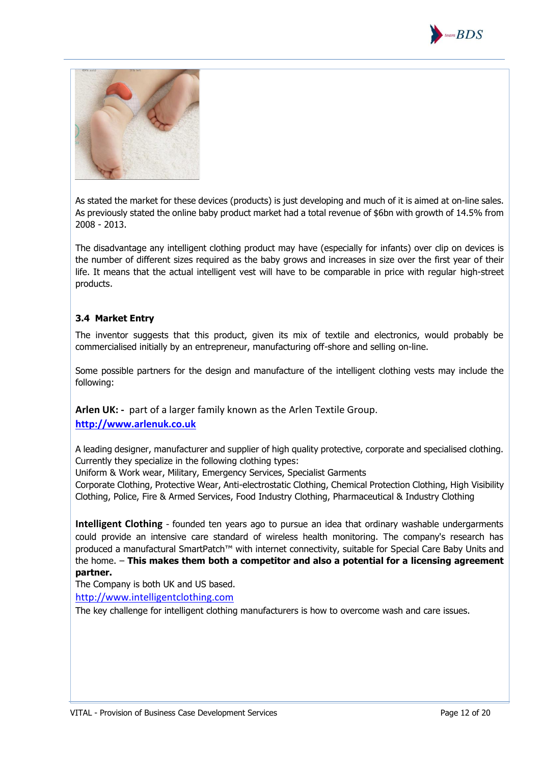As stated the market for these devices (products) is just developing and much of it is aimed at on-line sales. As previously stated the online baby product market had a total revenue of $6bn with growth of 14.5% from 2008 - 2013.

The disadvantage any intelligent clothing product may have (especially for infants) over clip on devices is the number of different sizes required as the baby grows and increases in size over the first year of their life. It means that the actual intelligent vest will have to be comparable in price with regular high-street products.

### 3.4 Market Entry

The inventor suggests that this product, given its mix of textile and electronics, would probably be commercialised initially by an entrepreneur, manufacturing off-shore and selling on-line.

Some possible partners for the design and manufacture of the intelligent clothing vests may include the following:

**Arlen UK: -** part of a larger family known as the Arlen Textile Group.
**http://www.arlenuk.co.uk**

A leading designer, manufacturer and supplier of high quality protective, corporate and specialised clothing. Currently they specialize in the following clothing types:
Uniform & Work wear, Military, Emergency Services, Specialist Garments
Corporate Clothing, Protective Wear, Anti-electrostatic Clothing, Chemical Protection Clothing, High Visibility Clothing, Police, Fire & Armed Services, Food Industry Clothing, Pharmaceutical & Industry Clothing

**Intelligent Clothing** - founded ten years ago to pursue an idea that ordinary washable undergarments could provide an intensive care standard of wireless health monitoring. The company's research has produced a manufactural SmartPatch™ with internet connectivity, suitable for Special Care Baby Units and the home. – **This makes them both a competitor and also a potential for a licensing agreement partner.**
The Company is both UK and US based.
http://www.intelligentclothing.com
The key challenge for intelligent clothing manufacturers is how to overcome wash and care issues.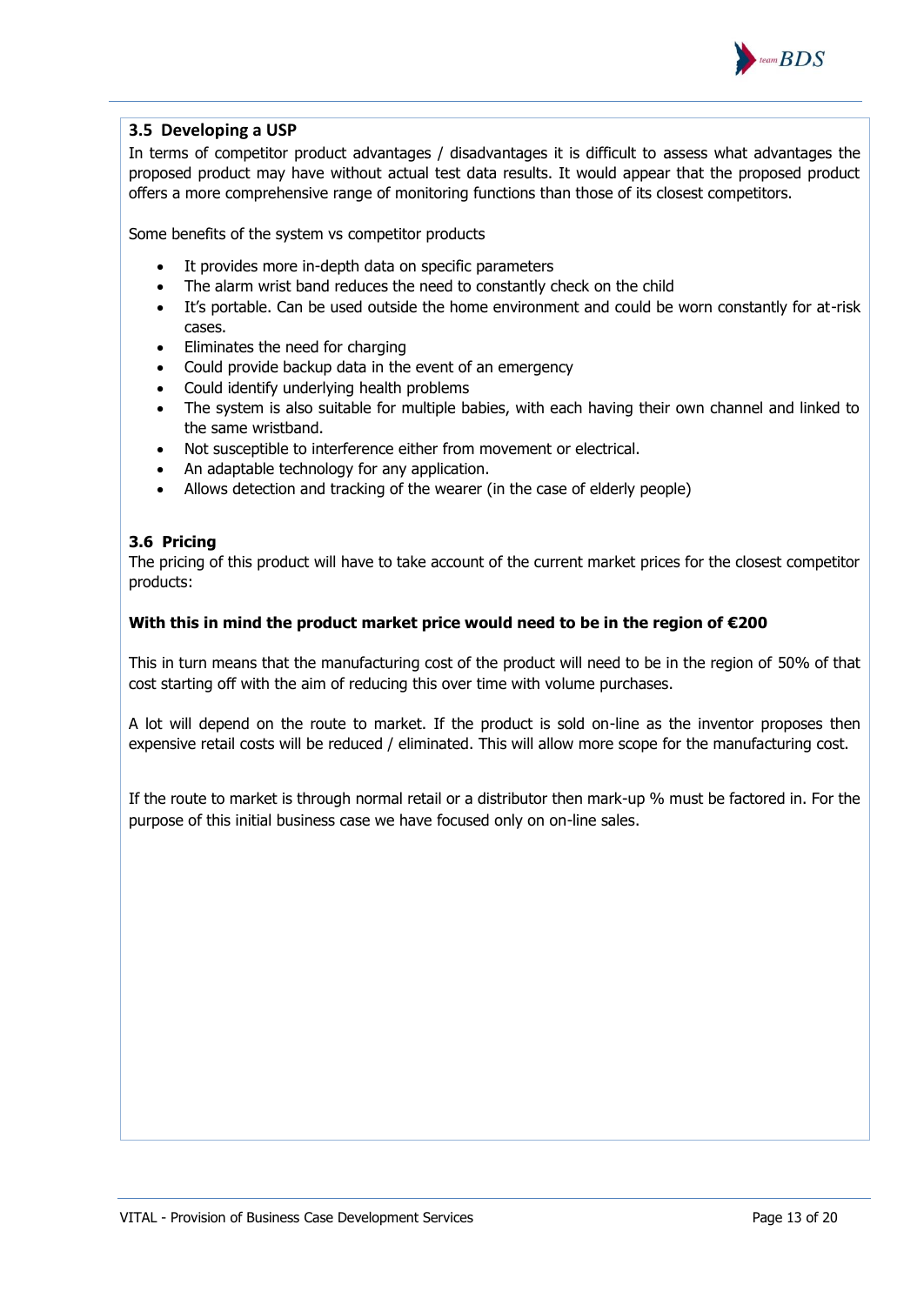### 3.5 Developing a USP

In terms of competitor product advantages / disadvantages it is difficult to assess what advantages the proposed product may have without actual test data results. It would appear that the proposed product offers a more comprehensive range of monitoring functions than those of its closest competitors.

Some benefits of the system vs competitor products

- It provides more in-depth data on specific parameters
- The alarm wrist band reduces the need to constantly check on the child
- It's portable. Can be used outside the home environment and could be worn constantly for at-risk cases.
- Eliminates the need for charging
- Could provide backup data in the event of an emergency
- Could identify underlying health problems
- The system is also suitable for multiple babies, with each having their own channel and linked to the same wristband.
- Not susceptible to interference either from movement or electrical.
- An adaptable technology for any application.
- Allows detection and tracking of the wearer (in the case of elderly people)

### 3.6 Pricing

The pricing of this product will have to take account of the current market prices for the closest competitor products:

**With this in mind the product market price would need to be in the region of €200**

This in turn means that the manufacturing cost of the product will need to be in the region of 50% of that cost starting off with the aim of reducing this over time with volume purchases.

A lot will depend on the route to market. If the product is sold on-line as the inventor proposes then expensive retail costs will be reduced / eliminated. This will allow more scope for the manufacturing cost.

If the route to market is through normal retail or a distributor then mark-up % must be factored in. For the purpose of this initial business case we have focused only on on-line sales.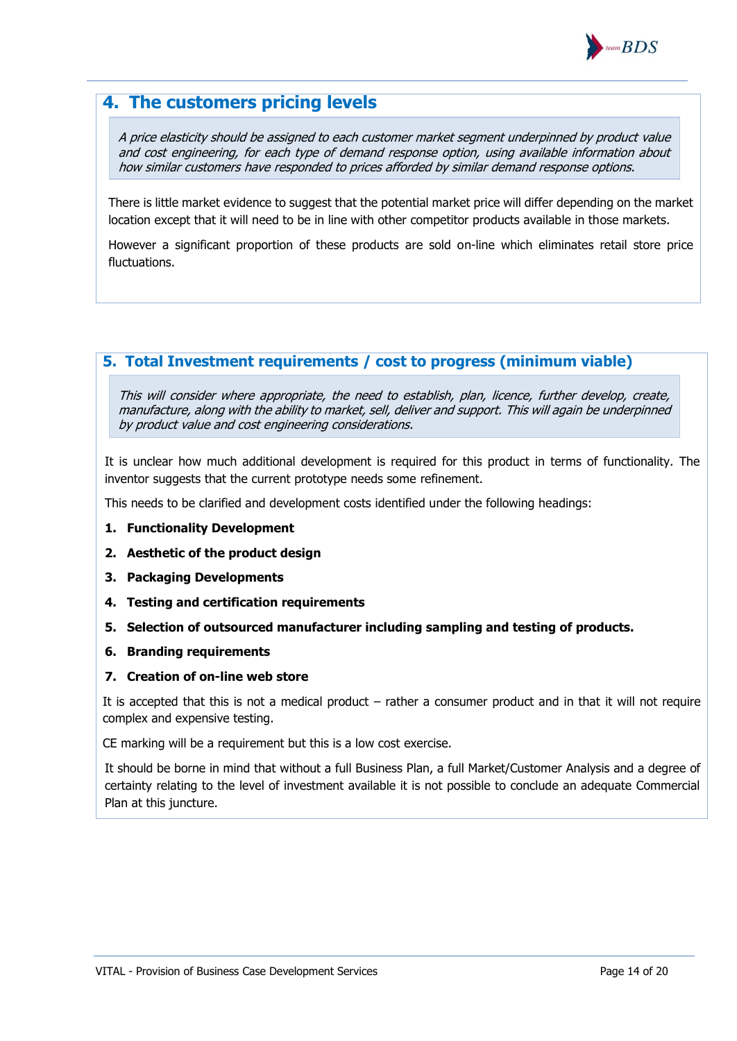## 4. The customers pricing levels

*A price elasticity should be assigned to each customer market segment underpinned by product value and cost engineering, for each type of demand response option, using available information about how similar customers have responded to prices afforded by similar demand response options.*

There is little market evidence to suggest that the potential market price will differ depending on the market location except that it will need to be in line with other competitor products available in those markets.

However a significant proportion of these products are sold on-line which eliminates retail store price fluctuations.

## 5. Total Investment requirements / cost to progress (minimum viable)

*This will consider where appropriate, the need to establish, plan, licence, further develop, create, manufacture, along with the ability to market, sell, deliver and support. This will again be underpinned by product value and cost engineering considerations.*

It is unclear how much additional development is required for this product in terms of functionality. The inventor suggests that the current prototype needs some refinement.

This needs to be clarified and development costs identified under the following headings:

1. **Functionality Development**
2. **Aesthetic of the product design**
3. **Packaging Developments**
4. **Testing and certification requirements**
5. **Selection of outsourced manufacturer including sampling and testing of products.**
6. **Branding requirements**
7. **Creation of on-line web store**

It is accepted that this is not a medical product – rather a consumer product and in that it will not require complex and expensive testing.

CE marking will be a requirement but this is a low cost exercise.

It should be borne in mind that without a full Business Plan, a full Market/Customer Analysis and a degree of certainty relating to the level of investment available it is not possible to conclude an adequate Commercial Plan at this juncture.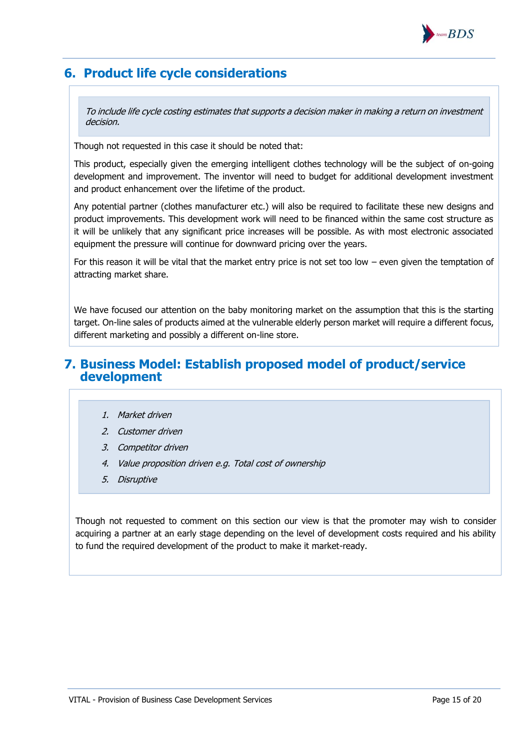## 6. Product life cycle considerations

*To include life cycle costing estimates that supports a decision maker in making a return on investment decision.*

Though not requested in this case it should be noted that:

This product, especially given the emerging intelligent clothes technology will be the subject of on-going development and improvement. The inventor will need to budget for additional development investment and product enhancement over the lifetime of the product.

Any potential partner (clothes manufacturer etc.) will also be required to facilitate these new designs and product improvements. This development work will need to be financed within the same cost structure as it will be unlikely that any significant price increases will be possible. As with most electronic associated equipment the pressure will continue for downward pricing over the years.

For this reason it will be vital that the market entry price is not set too low – even given the temptation of attracting market share.

We have focused our attention on the baby monitoring market on the assumption that this is the starting target. On-line sales of products aimed at the vulnerable elderly person market will require a different focus, different marketing and possibly a different on-line store.

## 7. Business Model: Establish proposed model of product/service development

1. *Market driven*
2. *Customer driven*
3. *Competitor driven*
4. *Value proposition driven e.g. Total cost of ownership*
5. *Disruptive*

Though not requested to comment on this section our view is that the promoter may wish to consider acquiring a partner at an early stage depending on the level of development costs required and his ability to fund the required development of the product to make it market-ready.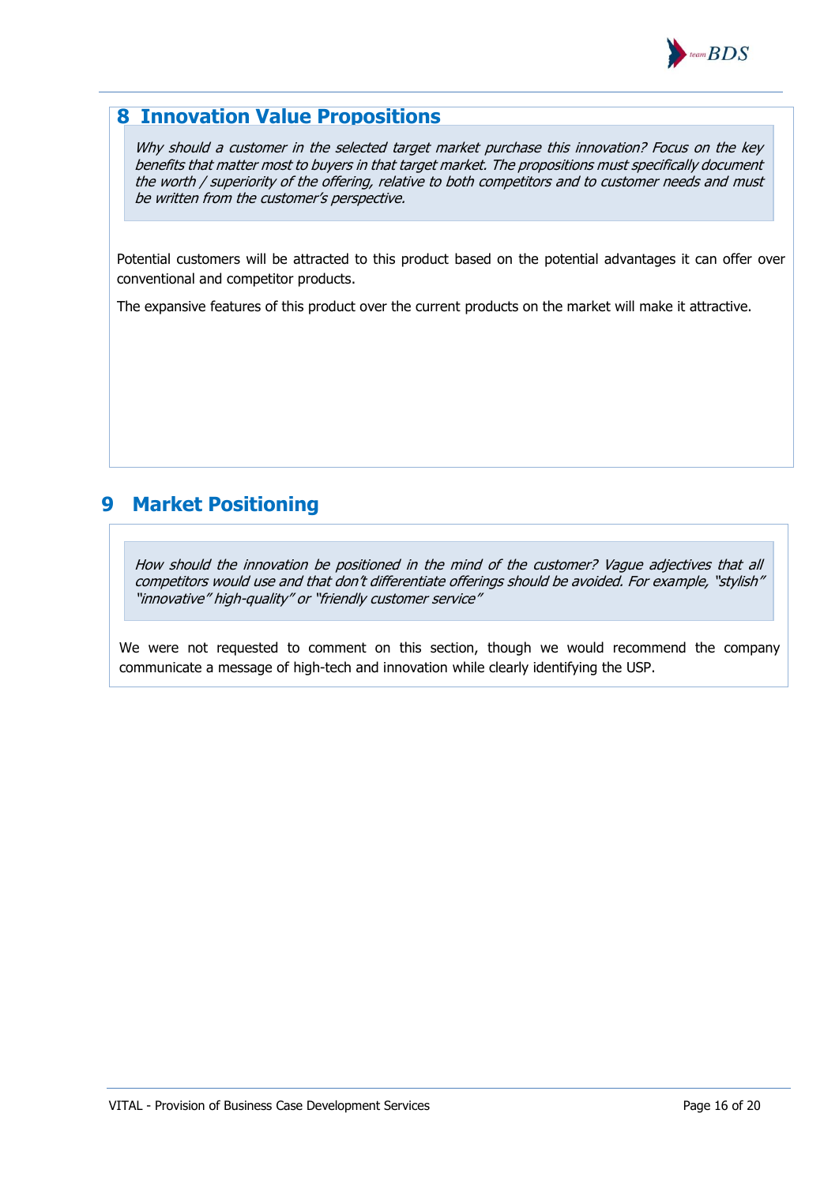## 8 Innovation Value Propositions

*Why should a customer in the selected target market purchase this innovation? Focus on the key benefits that matter most to buyers in that target market. The propositions must specifically document the worth / superiority of the offering, relative to both competitors and to customer needs and must be written from the customer's perspective.*

Potential customers will be attracted to this product based on the potential advantages it can offer over conventional and competitor products.

The expansive features of this product over the current products on the market will make it attractive.

## 9 Market Positioning

*How should the innovation be positioned in the mind of the customer? Vague adjectives that all competitors would use and that don't differentiate offerings should be avoided. For example, "stylish" "innovative" high-quality" or "friendly customer service"*

We were not requested to comment on this section, though we would recommend the company communicate a message of high-tech and innovation while clearly identifying the USP.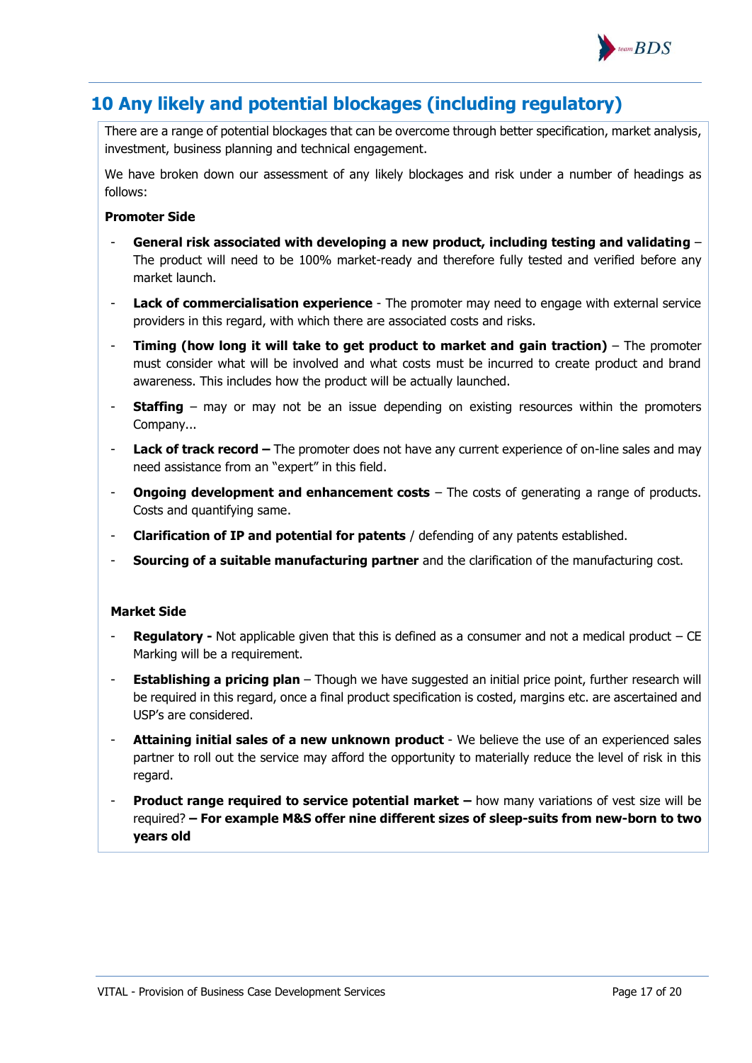# 10 Any likely and potential blockages (including regulatory)

There are a range of potential blockages that can be overcome through better specification, market analysis, investment, business planning and technical engagement.

We have broken down our assessment of any likely blockages and risk under a number of headings as follows:

**Promoter Side**

- **General risk associated with developing a new product, including testing and validating** – The product will need to be 100% market-ready and therefore fully tested and verified before any market launch.
- **Lack of commercialisation experience** - The promoter may need to engage with external service providers in this regard, with which there are associated costs and risks.
- **Timing (how long it will take to get product to market and gain traction)** – The promoter must consider what will be involved and what costs must be incurred to create product and brand awareness. This includes how the product will be actually launched.
- **Staffing** – may or may not be an issue depending on existing resources within the promoters Company...
- **Lack of track record –** The promoter does not have any current experience of on-line sales and may need assistance from an "expert" in this field.
- **Ongoing development and enhancement costs** – The costs of generating a range of products. Costs and quantifying same.
- **Clarification of IP and potential for patents** / defending of any patents established.
- **Sourcing of a suitable manufacturing partner** and the clarification of the manufacturing cost.

**Market Side**

- **Regulatory -** Not applicable given that this is defined as a consumer and not a medical product – CE Marking will be a requirement.
- **Establishing a pricing plan** – Though we have suggested an initial price point, further research will be required in this regard, once a final product specification is costed, margins etc. are ascertained and USP's are considered.
- **Attaining initial sales of a new unknown product** - We believe the use of an experienced sales partner to roll out the service may afford the opportunity to materially reduce the level of risk in this regard.
- **Product range required to service potential market –** how many variations of vest size will be required? **– For example M&S offer nine different sizes of sleep-suits from new-born to two years old**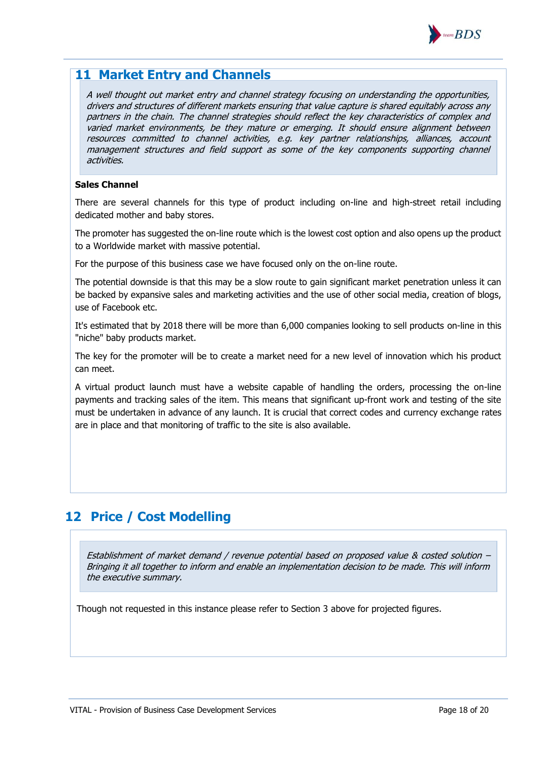## 11 Market Entry and Channels

*A well thought out market entry and channel strategy focusing on understanding the opportunities, drivers and structures of different markets ensuring that value capture is shared equitably across any partners in the chain. The channel strategies should reflect the key characteristics of complex and varied market environments, be they mature or emerging. It should ensure alignment between resources committed to channel activities, e.g. key partner relationships, alliances, account management structures and field support as some of the key components supporting channel activities.*

**Sales Channel**

There are several channels for this type of product including on-line and high-street retail including dedicated mother and baby stores.

The promoter has suggested the on-line route which is the lowest cost option and also opens up the product to a Worldwide market with massive potential.

For the purpose of this business case we have focused only on the on-line route.

The potential downside is that this may be a slow route to gain significant market penetration unless it can be backed by expansive sales and marketing activities and the use of other social media, creation of blogs, use of Facebook etc.

It's estimated that by 2018 there will be more than 6,000 companies looking to sell products on-line in this "niche" baby products market.

The key for the promoter will be to create a market need for a new level of innovation which his product can meet.

A virtual product launch must have a website capable of handling the orders, processing the on-line payments and tracking sales of the item. This means that significant up-front work and testing of the site must be undertaken in advance of any launch. It is crucial that correct codes and currency exchange rates are in place and that monitoring of traffic to the site is also available.

## 12 Price / Cost Modelling

*Establishment of market demand / revenue potential based on proposed value & costed solution – Bringing it all together to inform and enable an implementation decision to be made. This will inform the executive summary.*

Though not requested in this instance please refer to Section 3 above for projected figures.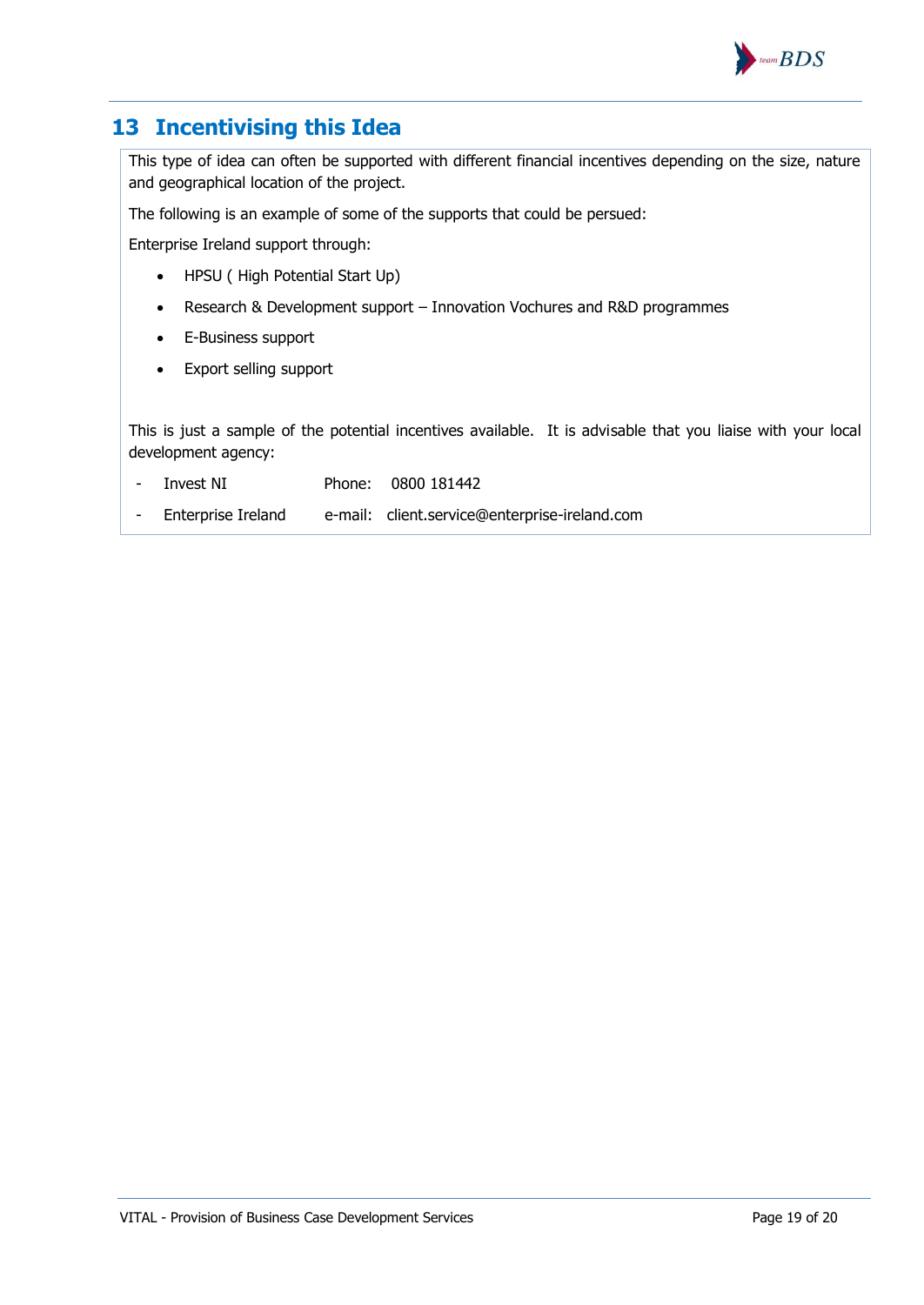# 13 Incentivising this Idea

This type of idea can often be supported with different financial incentives depending on the size, nature and geographical location of the project.

The following is an example of some of the supports that could be persued:

Enterprise Ireland support through:

- HPSU ( High Potential Start Up)
- Research & Development support – Innovation Vochures and R&D programmes
- E-Business support
- Export selling support

This is just a sample of the potential incentives available. It is advisable that you liaise with your local development agency:

- Invest NI Phone: 0800 181442
- Enterprise Ireland e-mail: client.service@enterprise-ireland.com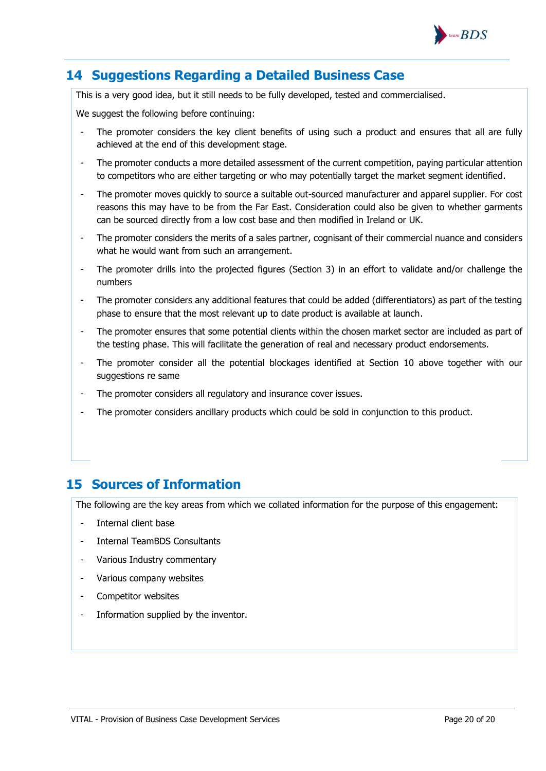## 14 Suggestions Regarding a Detailed Business Case

This is a very good idea, but it still needs to be fully developed, tested and commercialised.

We suggest the following before continuing:

- The promoter considers the key client benefits of using such a product and ensures that all are fully achieved at the end of this development stage.
- The promoter conducts a more detailed assessment of the current competition, paying particular attention to competitors who are either targeting or who may potentially target the market segment identified.
- The promoter moves quickly to source a suitable out-sourced manufacturer and apparel supplier. For cost reasons this may have to be from the Far East. Consideration could also be given to whether garments can be sourced directly from a low cost base and then modified in Ireland or UK.
- The promoter considers the merits of a sales partner, cognisant of their commercial nuance and considers what he would want from such an arrangement.
- The promoter drills into the projected figures (Section 3) in an effort to validate and/or challenge the numbers
- The promoter considers any additional features that could be added (differentiators) as part of the testing phase to ensure that the most relevant up to date product is available at launch.
- The promoter ensures that some potential clients within the chosen market sector are included as part of the testing phase. This will facilitate the generation of real and necessary product endorsements.
- The promoter consider all the potential blockages identified at Section 10 above together with our suggestions re same
- The promoter considers all regulatory and insurance cover issues.
- The promoter considers ancillary products which could be sold in conjunction to this product.

## 15 Sources of Information

The following are the key areas from which we collated information for the purpose of this engagement:

- Internal client base
- Internal TeamBDS Consultants
- Various Industry commentary
- Various company websites
- Competitor websites
- Information supplied by the inventor.